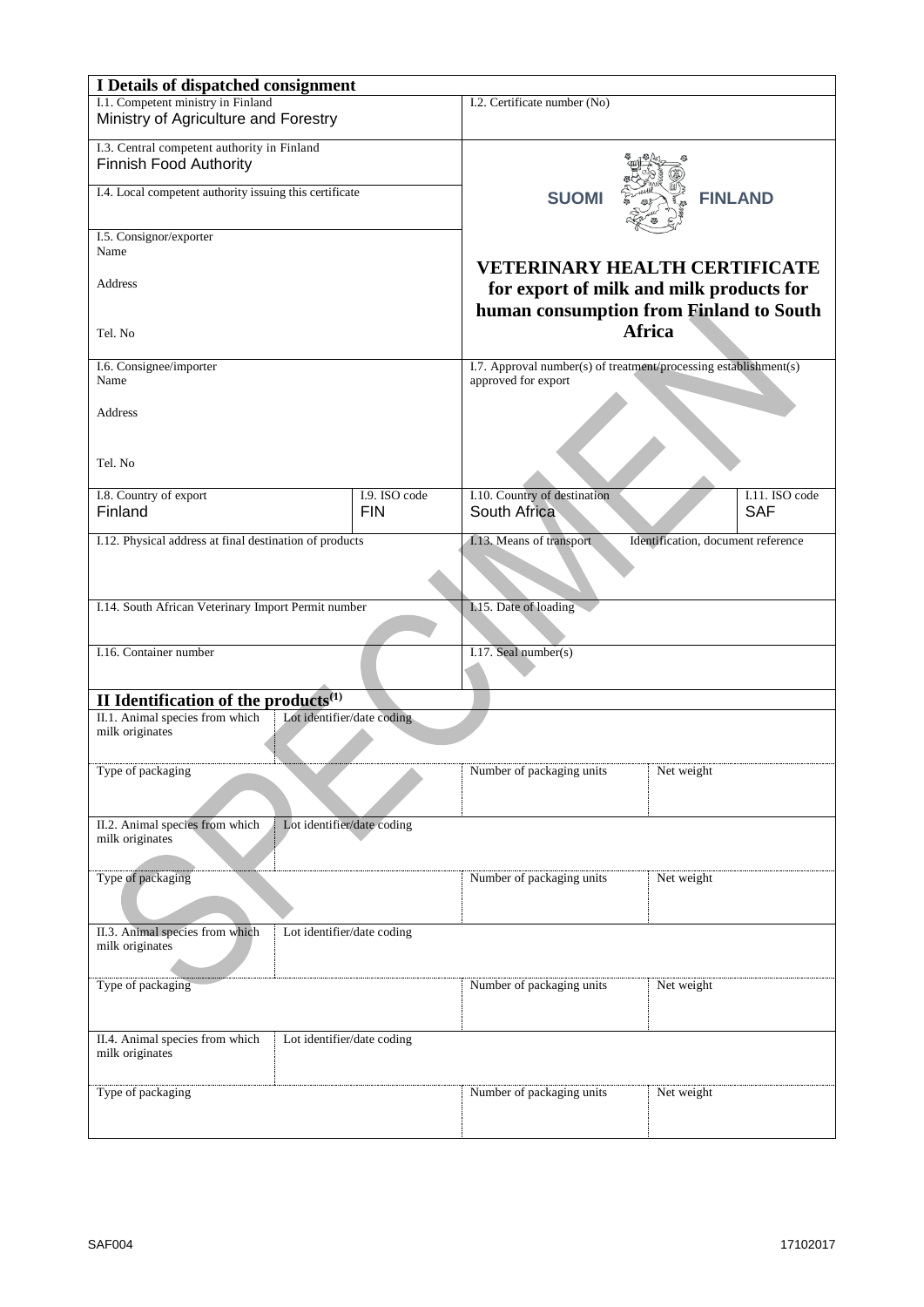## I Details of dispatched consignment

| | |
|---|---|
| I.1. Competent ministry in Finland<br>Ministry of Agriculture and Forestry | I.2. Certificate number (No) |
| I.3. Central competent authority in Finland<br>Finnish Food Authority | SUOMI FINLAND |
| I.4. Local competent authority issuing this certificate | |
| I.5. Consignor/exporter<br>Name<br><br>Address<br><br>Tel. No | **VETERINARY HEALTH CERTIFICATE for export of milk and milk products for human consumption from Finland to South Africa** |
| I.6. Consignee/importer<br>Name<br><br>Address<br><br>Tel. No | I.7. Approval number(s) of treatment/processing establishment(s) approved for export |

| | | | |
|---|---|---|---|
| I.8. Country of export<br>Finland | I.9. ISO code<br>FIN | I.10. Country of destination<br>South Africa | I.11. ISO code<br>SAF |

| | |
|---|---|
| I.12. Physical address at final destination of products | I.13. Means of transport / Identification, document reference |
| I.14. South African Veterinary Import Permit number | I.15. Date of loading |
| I.16. Container number | I.17. Seal number(s) |

## II Identification of the products[1]

| | | | |
|---|---|---|---|
| II.1. Animal species from which milk originates | Lot identifier/date coding | | |
| Type of packaging | | Number of packaging units | Net weight |
| II.2. Animal species from which milk originates | Lot identifier/date coding | | |
| Type of packaging | | Number of packaging units | Net weight |
| II.3. Animal species from which milk originates | Lot identifier/date coding | | |
| Type of packaging | | Number of packaging units | Net weight |
| II.4. Animal species from which milk originates | Lot identifier/date coding | | |
| Type of packaging | | Number of packaging units | Net weight |

SAF004 17102017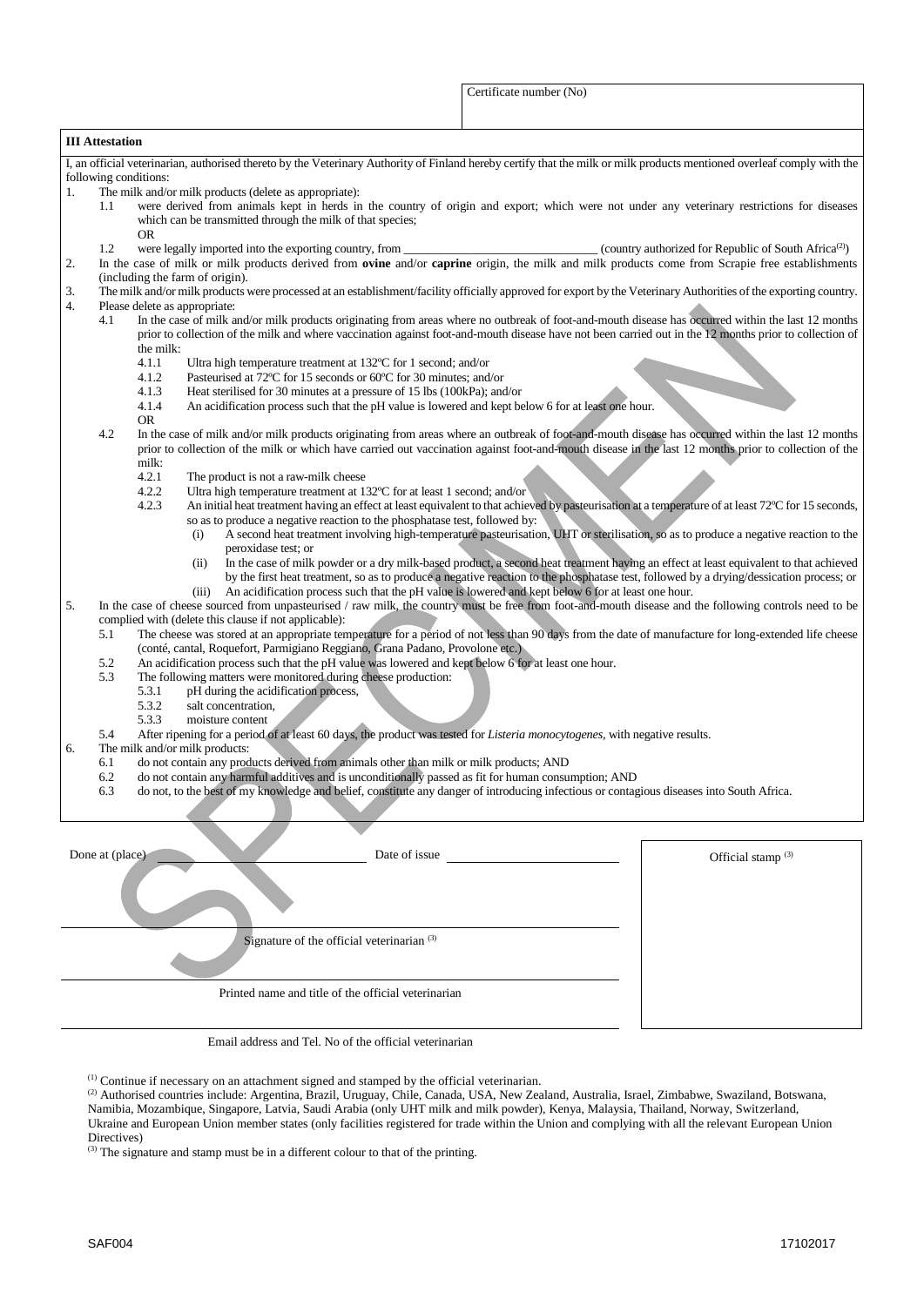Certificate number (No)

**III Attestation**

I, an official veterinarian, authorised thereto by the Veterinary Authority of Finland hereby certify that the milk or milk products mentioned overleaf comply with the following conditions:

1. The milk and/or milk products (delete as appropriate):
   - 1.1 were derived from animals kept in herds in the country of origin and export; which were not under any veterinary restrictions for diseases which can be transmitted through the milk of that species;
     
     OR
   - 1.2 were legally imported into the exporting country, from _______________________________ (country authorized for Republic of South Africa[2])
2. In the case of milk or milk products derived from **ovine** and/or **caprine** origin, the milk and milk products come from Scrapie free establishments (including the farm of origin).
3. The milk and/or milk products were processed at an establishment/facility officially approved for export by the Veterinary Authorities of the exporting country.
4. Please delete as appropriate:
   - 4.1 In the case of milk and/or milk products originating from areas where no outbreak of foot-and-mouth disease has occurred within the last 12 months prior to collection of the milk and where vaccination against foot-and-mouth disease have not been carried out in the 12 months prior to collection of the milk:
     - 4.1.1 Ultra high temperature treatment at 132ºC for 1 second; and/or
     - 4.1.2 Pasteurised at 72ºC for 15 seconds or 60ºC for 30 minutes; and/or
     - 4.1.3 Heat sterilised for 30 minutes at a pressure of 15 lbs (100kPa); and/or
     - 4.1.4 An acidification process such that the pH value is lowered and kept below 6 for at least one hour.

     OR
   - 4.2 In the case of milk and/or milk products originating from areas where an outbreak of foot-and-mouth disease has occurred within the last 12 months prior to collection of the milk or which have carried out vaccination against foot-and-mouth disease in the last 12 months prior to collection of the milk:
     - 4.2.1 The product is not a raw-milk cheese
     - 4.2.2 Ultra high temperature treatment at 132ºC for at least 1 second; and/or
     - 4.2.3 An initial heat treatment having an effect at least equivalent to that achieved by pasteurisation at a temperature of at least 72ºC for 15 seconds, so as to produce a negative reaction to the phosphatase test, followed by:
       - (i) A second heat treatment involving high-temperature pasteurisation, UHT or sterilisation, so as to produce a negative reaction to the peroxidase test; or
       - (ii) In the case of milk powder or a dry milk-based product, a second heat treatment having an effect at least equivalent to that achieved by the first heat treatment, so as to produce a negative reaction to the phosphatase test, followed by a drying/dessication process; or
       - (iii) An acidification process such that the pH value is lowered and kept below 6 for at least one hour.
5. In the case of cheese sourced from unpasteurised / raw milk, the country must be free from foot-and-mouth disease and the following controls need to be complied with (delete this clause if not applicable):
   - 5.1 The cheese was stored at an appropriate temperature for a period of not less than 90 days from the date of manufacture for long-extended life cheese (conté, cantal, Roquefort, Parmigiano Reggiano, Grana Padano, Provolone etc.)
   - 5.2 An acidification process such that the pH value was lowered and kept below 6 for at least one hour.
   - 5.3 The following matters were monitored during cheese production:
     - 5.3.1 pH during the acidification process,
     - 5.3.2 salt concentration,
     - 5.3.3 moisture content
   - 5.4 After ripening for a period of at least 60 days, the product was tested for *Listeria monocytogenes*, with negative results.
6. The milk and/or milk products:
   - 6.1 do not contain any products derived from animals other than milk or milk products; AND
   - 6.2 do not contain any harmful additives and is unconditionally passed as fit for human consumption; AND
   - 6.3 do not, to the best of my knowledge and belief, constitute any danger of introducing infectious or contagious diseases into South Africa.

SPECIMEN

Done at (place) ____________________ Date of issue ____________________

Official stamp [3]

Signature of the official veterinarian [3]

Printed name and title of the official veterinarian

Email address and Tel. No of the official veterinarian

[1] Continue if necessary on an attachment signed and stamped by the official veterinarian.

[2] Authorised countries include: Argentina, Brazil, Uruguay, Chile, Canada, USA, New Zealand, Australia, Israel, Zimbabwe, Swaziland, Botswana, Namibia, Mozambique, Singapore, Latvia, Saudi Arabia (only UHT milk and milk powder), Kenya, Malaysia, Thailand, Norway, Switzerland, Ukraine and European Union member states (only facilities registered for trade within the Union and complying with all the relevant European Union Directives)

[3] The signature and stamp must be in a different colour to that of the printing.

SAF004 17102017